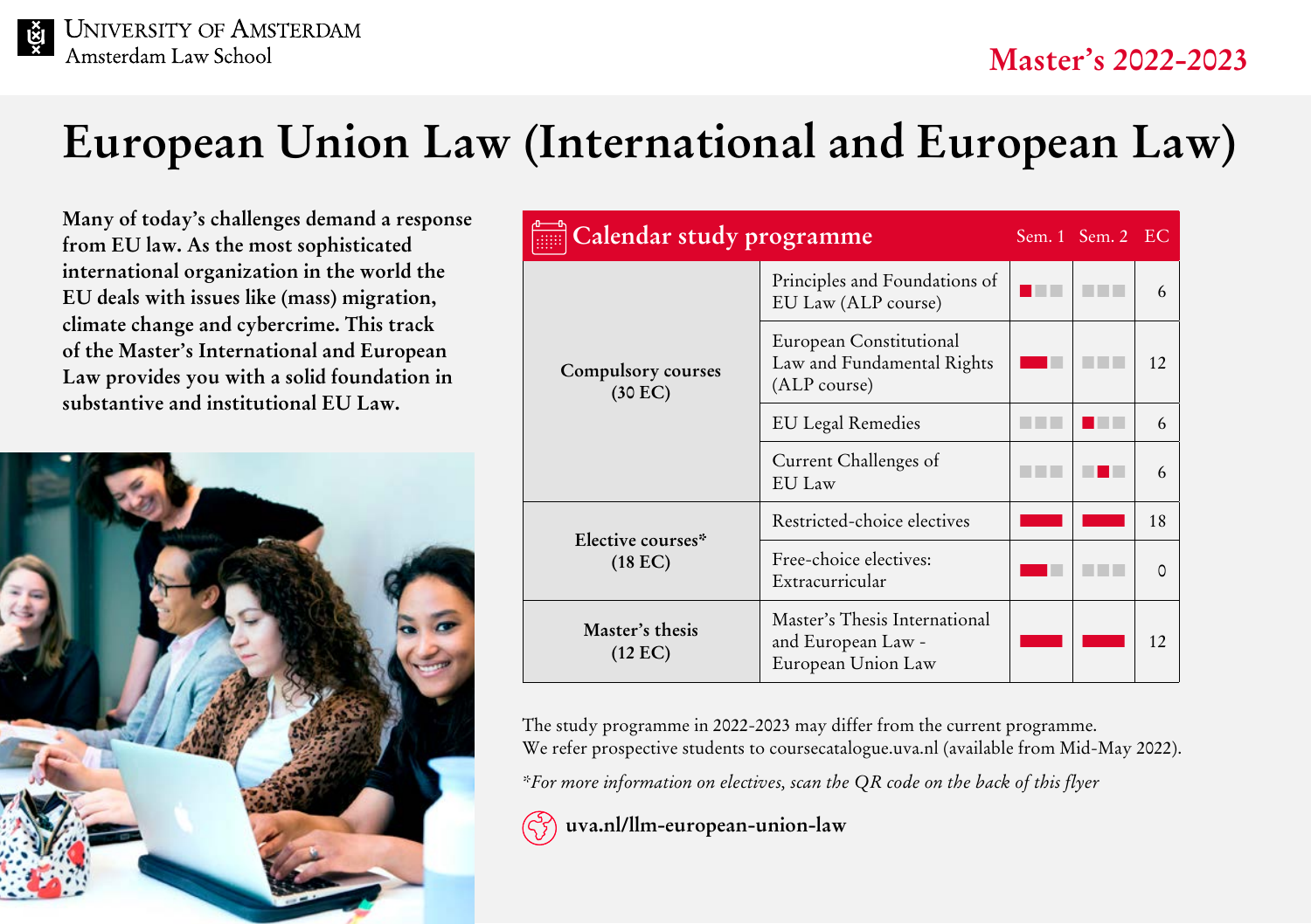University of Amsterdam
Amsterdam Law School

Master's 2022-2023

# European Union Law (International and European Law)

**Many of today's challenges demand a response from EU law. As the most sophisticated international organization in the world the EU deals with issues like (mass) migration, climate change and cybercrime. This track of the Master's International and European Law provides you with a solid foundation in substantive and institutional EU Law.**

## Calendar study programme

| | Course | Sem. 1 | Sem. 2 | EC |
|---|---|---|---|---|
| **Compulsory courses (30 EC)** | Principles and Foundations of EU Law (ALP course) | ■□□ | □□□ | 6 |
| | European Constitutional Law and Fundamental Rights (ALP course) | ■■□ | □□□ | 12 |
| | EU Legal Remedies | □□□ | ■□□ | 6 |
| | Current Challenges of EU Law | □□□ | □■□ | 6 |
| **Elective courses* (18 EC)** | Restricted-choice electives | ■■■ | ■■■ | 18 |
| | Free-choice electives: Extracurricular | ■■□ | □□□ | 0 |
| **Master's thesis (12 EC)** | Master's Thesis International and European Law - European Union Law | ■■■ | ■■■ | 12 |

The study programme in 2022-2023 may differ from the current programme.
We refer prospective students to coursecatalogue.uva.nl (available from Mid-May 2022).

*\*For more information on electives, scan the QR code on the back of this flyer*

**uva.nl/llm-european-union-law**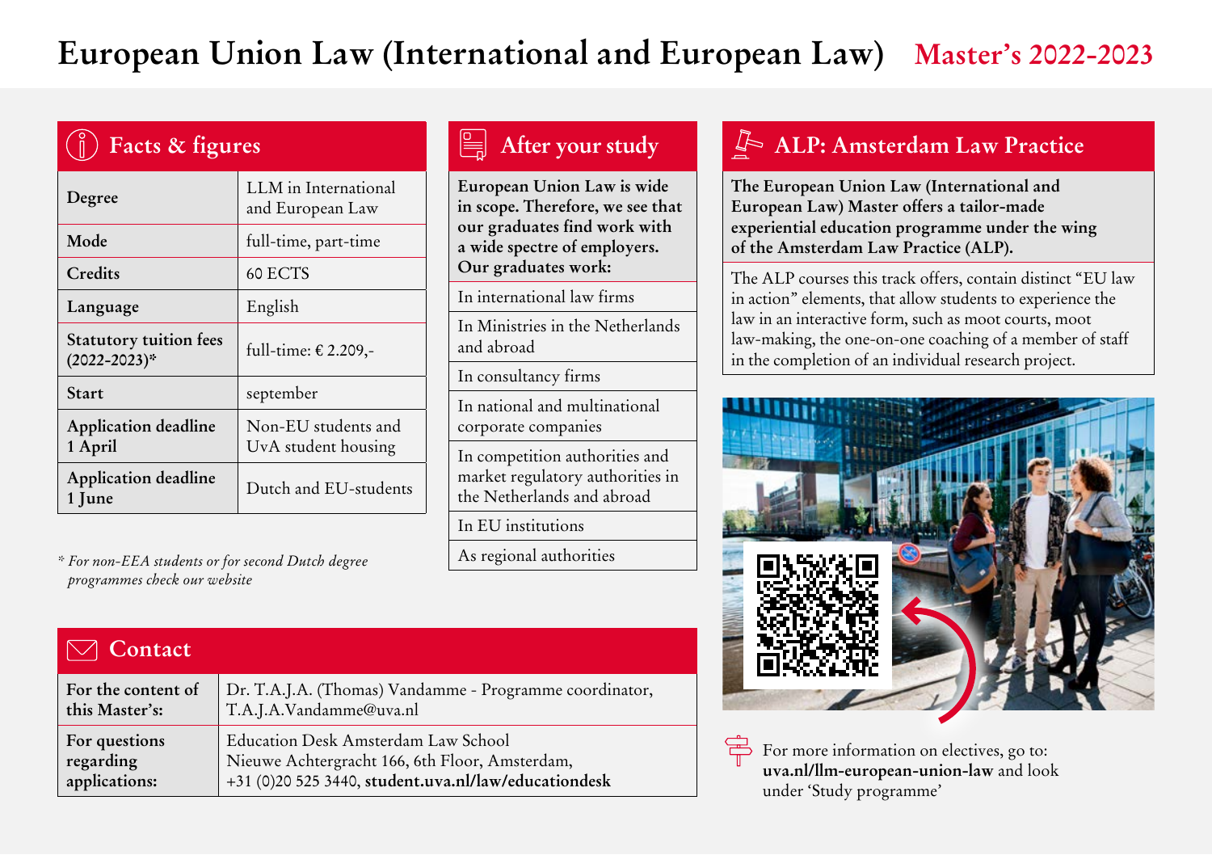# European Union Law (International and European Law) Master's 2022-2023

## Facts & figures

| | |
|---|---|
| **Degree** | LLM in International and European Law |
| **Mode** | full-time, part-time |
| **Credits** | 60 ECTS |
| **Language** | English |
| **Statutory tuition fees (2022-2023)*** | full-time: € 2.209,- |
| **Start** | september |
| **Application deadline 1 April** | Non-EU students and UvA student housing |
| **Application deadline 1 June** | Dutch and EU-students |

*\* For non-EEA students or for second Dutch degree programmes check our website*

## After your study

**European Union Law is wide in scope. Therefore, we see that our graduates find work with a wide spectre of employers. Our graduates work:**

- In international law firms
- In Ministries in the Netherlands and abroad
- In consultancy firms
- In national and multinational corporate companies
- In competition authorities and market regulatory authorities in the Netherlands and abroad
- In EU institutions
- As regional authorities

## ALP: Amsterdam Law Practice

**The European Union Law (International and European Law) Master offers a tailor-made experiential education programme under the wing of the Amsterdam Law Practice (ALP).**

The ALP courses this track offers, contain distinct "EU law in action" elements, that allow students to experience the law in an interactive form, such as moot courts, moot law-making, the one-on-one coaching of a member of staff in the completion of an individual research project.

For more information on electives, go to: **uva.nl/llm-european-union-law** and look under 'Study programme'

## Contact

| | |
|---|---|
| **For the content of this Master's:** | Dr. T.A.J.A. (Thomas) Vandamme - Programme coordinator, T.A.J.A.Vandamme@uva.nl |
| **For questions regarding applications:** | Education Desk Amsterdam Law School<br>Nieuwe Achtergracht 166, 6th Floor, Amsterdam,<br>+31 (0)20 525 3440, **student.uva.nl/law/educationdesk** |